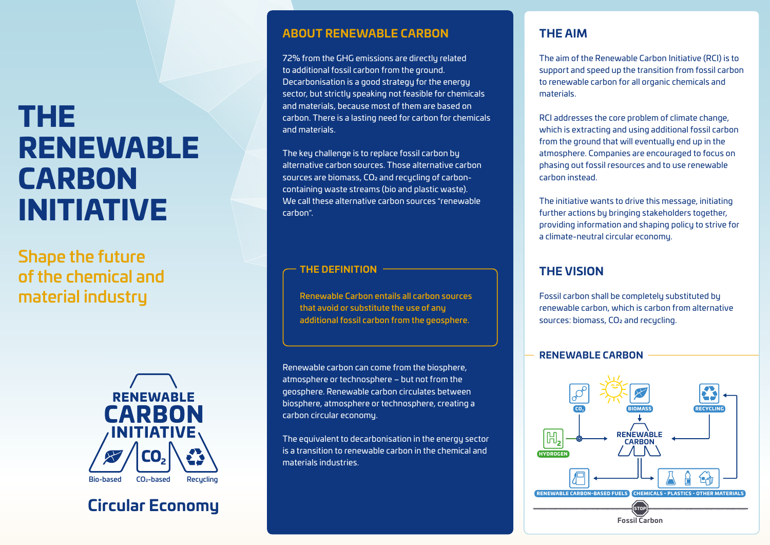# THE RENEWABLE CARBON INITIATIVE

## Shape the future of the chemical and material industry

RENEWABLE CARBON INITIATIVE

Bio-based | $CO_2$-based | Recycling

Circular Economy

## ABOUT RENEWABLE CARBON

72% from the GHG emissions are directly related to additional fossil carbon from the ground. Decarbonisation is a good strategy for the energy sector, but strictly speaking not feasible for chemicals and materials, because most of them are based on carbon. There is a lasting need for carbon for chemicals and materials.

The key challenge is to replace fossil carbon by alternative carbon sources. Those alternative carbon sources are biomass, $CO_2$ and recycling of carbon-containing waste streams (bio and plastic waste). We call these alternative carbon sources "renewable carbon".

### THE DEFINITION

Renewable Carbon entails all carbon sources that avoid or substitute the use of any additional fossil carbon from the geosphere.

Renewable carbon can come from the biosphere, atmosphere or technosphere – but not from the geosphere. Renewable carbon circulates between biosphere, atmosphere or technosphere, creating a carbon circular economy.

The equivalent to decarbonisation in the energy sector is a transition to renewable carbon in the chemical and materials industries.

## THE AIM

The aim of the Renewable Carbon Initiative (RCI) is to support and speed up the transition from fossil carbon to renewable carbon for all organic chemicals and materials.

RCI addresses the core problem of climate change, which is extracting and using additional fossil carbon from the ground that will eventually end up in the atmosphere. Companies are encouraged to focus on phasing out fossil resources and to use renewable carbon instead.

The initiative wants to drive this message, initiating further actions by bringing stakeholders together, providing information and shaping policy to strive for a climate-neutral circular economy.

## THE VISION

Fossil carbon shall be completely substituted by renewable carbon, which is carbon from alternative sources: biomass, $CO_2$ and recycling.

### RENEWABLE CARBON

$CO_2$ | BIOMASS | RECYCLING | HYDROGEN | RENEWABLE CARBON | RENEWABLE CARBON-BASED FUELS | CHEMICALS - PLASTICS - OTHER MATERIALS | STOP | Fossil Carbon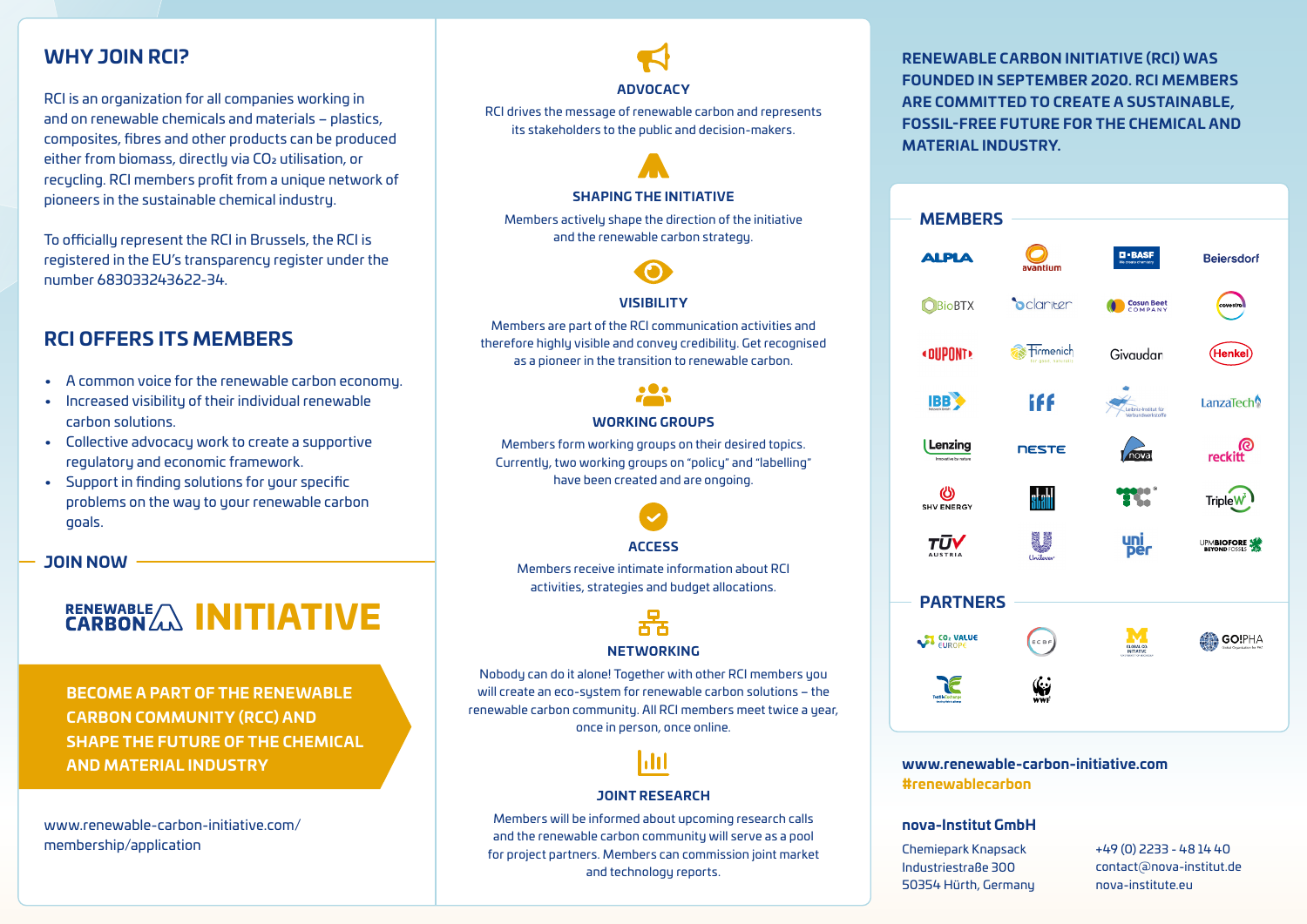## WHY JOIN RCI?

RCI is an organization for all companies working in and on renewable chemicals and materials – plastics, composites, fibres and other products can be produced either from biomass, directly via $CO_2$ utilisation, or recycling. RCI members profit from a unique network of pioneers in the sustainable chemical industry.

To officially represent the RCI in Brussels, the RCI is registered in the EU's transparency register under the number 683033243622-34.

## RCI OFFERS ITS MEMBERS

- A common voice for the renewable carbon economy.
- Increased visibility of their individual renewable carbon solutions.
- Collective advocacy work to create a supportive regulatory and economic framework.
- Support in finding solutions for your specific problems on the way to your renewable carbon goals.

## JOIN NOW

RENEWABLE CARBON INITIATIVE

**BECOME A PART OF THE RENEWABLE CARBON COMMUNITY (RCC) AND SHAPE THE FUTURE OF THE CHEMICAL AND MATERIAL INDUSTRY**

www.renewable-carbon-initiative.com/membership/application

### ADVOCACY

RCI drives the message of renewable carbon and represents its stakeholders to the public and decision-makers.

### SHAPING THE INITIATIVE

Members actively shape the direction of the initiative and the renewable carbon strategy.

### VISIBILITY

Members are part of the RCI communication activities and therefore highly visible and convey credibility. Get recognised as a pioneer in the transition to renewable carbon.

### WORKING GROUPS

Members form working groups on their desired topics. Currently, two working groups on "policy" and "labelling" have been created and are ongoing.

### ACCESS

Members receive intimate information about RCI activities, strategies and budget allocations.

### NETWORKING

Nobody can do it alone! Together with other RCI members you will create an eco-system for renewable carbon solutions – the renewable carbon community. All RCI members meet twice a year, once in person, once online.

### JOINT RESEARCH

Members will be informed about upcoming research calls and the renewable carbon community will serve as a pool for project partners. Members can commission joint market and technology reports.

**RENEWABLE CARBON INITIATIVE (RCI) WAS FOUNDED IN SEPTEMBER 2020. RCI MEMBERS ARE COMMITTED TO CREATE A SUSTAINABLE, FOSSIL-FREE FUTURE FOR THE CHEMICAL AND MATERIAL INDUSTRY.**

## MEMBERS

ALPLA, avantium, BASF, Beiersdorf, BioBTX, clariter, Cosun Beet Company, covestro, DUPONT, Firmenich, Givaudan, Henkel, IBB, iff, Leibniz-Institut für Verbundwerkstoffe, LanzaTech, Lenzing, NESTE, nova, reckitt, SHV Energy, TripleW, TÜV Austria, Unilever, uniper, UPM Biofore

## PARTNERS

CO₂ Value Europe, ECBF, Global CO₂ Initiative, GO!PHA, Textile Exchange, WWF

**www.renewable-carbon-initiative.com**
**#renewablecarbon**

**nova-Institut GmbH**

Chemiepark Knapsack
Industriestraße 300
50354 Hürth, Germany

+49 (0) 2233 - 48 14 40
contact@nova-institut.de
nova-institute.eu